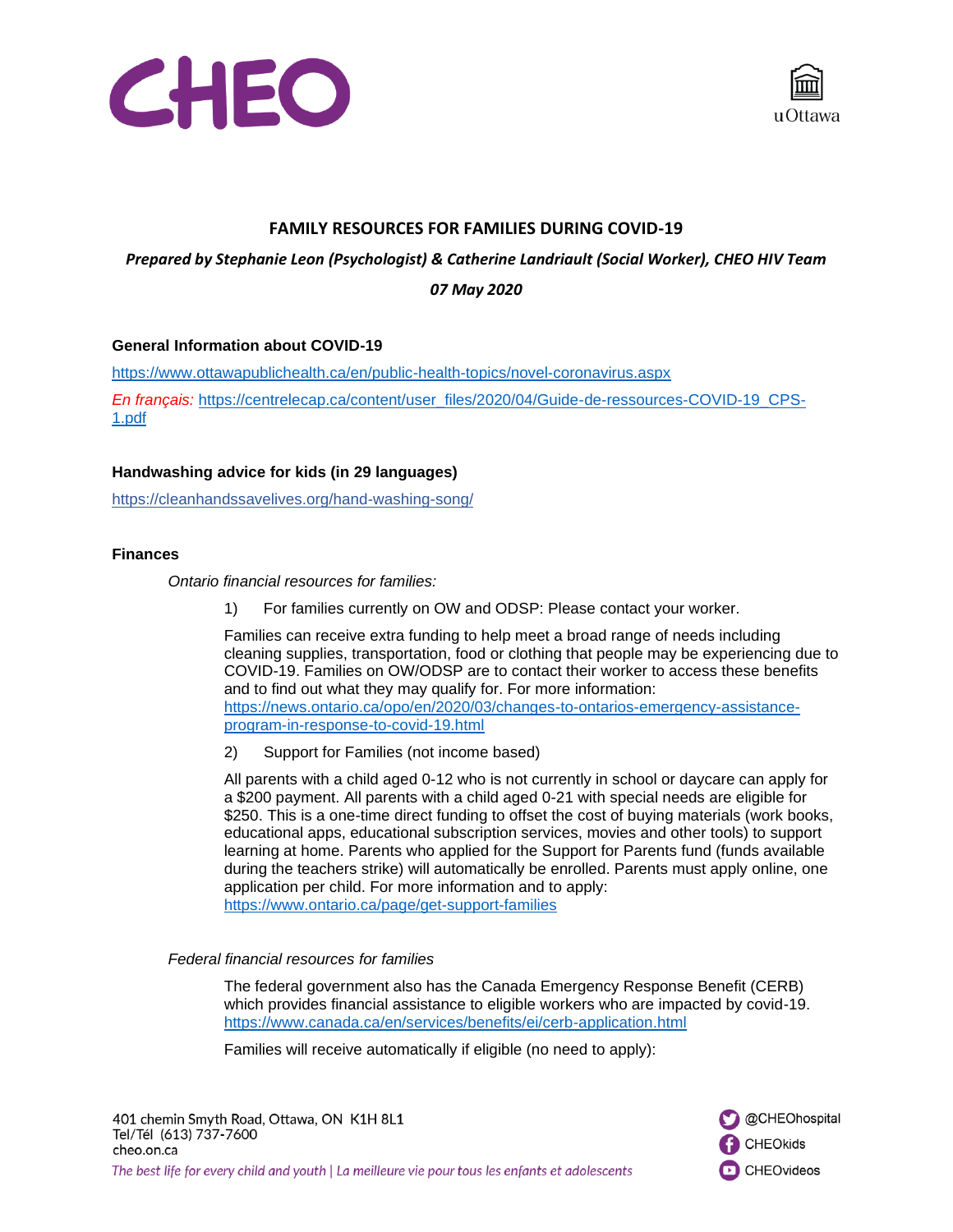# FAMILY RESOURCES FOR FAMILIES DURING COVID-19

***Prepared by Stephanie Leon (Psychologist) & Catherine Landriault (Social Worker), CHEO HIV Team***

***07 May 2020***

### General Information about COVID-19

https://www.ottawapublichealth.ca/en/public-health-topics/novel-coronavirus.aspx

*En français:* https://centrelecap.ca/content/user_files/2020/04/Guide-de-ressources-COVID-19_CPS-1.pdf

### Handwashing advice for kids (in 29 languages)

https://cleanhandssavelives.org/hand-washing-song/

### Finances

*Ontario financial resources for families:*

1) For families currently on OW and ODSP: Please contact your worker.

   Families can receive extra funding to help meet a broad range of needs including cleaning supplies, transportation, food or clothing that people may be experiencing due to COVID-19. Families on OW/ODSP are to contact their worker to access these benefits and to find out what they may qualify for. For more information: https://news.ontario.ca/opo/en/2020/03/changes-to-ontarios-emergency-assistance-program-in-response-to-covid-19.html

2) Support for Families (not income based)

   All parents with a child aged 0-12 who is not currently in school or daycare can apply for a $200 payment. All parents with a child aged 0-21 with special needs are eligible for $250. This is a one-time direct funding to offset the cost of buying materials (work books, educational apps, educational subscription services, movies and other tools) to support learning at home. Parents who applied for the Support for Parents fund (funds available during the teachers strike) will automatically be enrolled. Parents must apply online, one application per child. For more information and to apply: https://www.ontario.ca/page/get-support-families

*Federal financial resources for families*

The federal government also has the Canada Emergency Response Benefit (CERB) which provides financial assistance to eligible workers who are impacted by covid-19. https://www.canada.ca/en/services/benefits/ei/cerb-application.html

Families will receive automatically if eligible (no need to apply):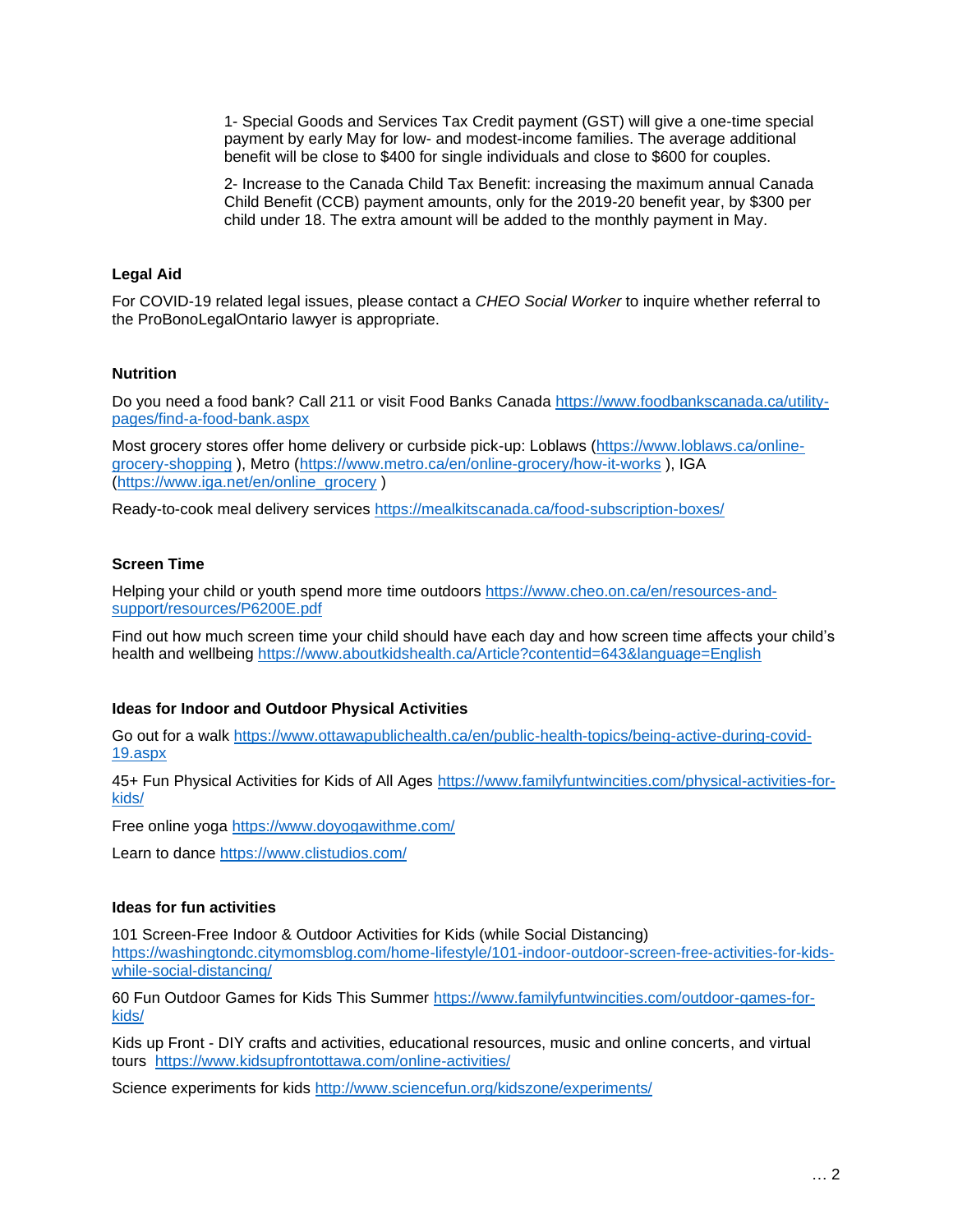1- Special Goods and Services Tax Credit payment (GST) will give a one-time special payment by early May for low- and modest-income families. The average additional benefit will be close to $400 for single individuals and close to $600 for couples.

2- Increase to the Canada Child Tax Benefit: increasing the maximum annual Canada Child Benefit (CCB) payment amounts, only for the 2019-20 benefit year, by $300 per child under 18. The extra amount will be added to the monthly payment in May.

**Legal Aid**

For COVID-19 related legal issues, please contact a *CHEO Social Worker* to inquire whether referral to the ProBonoLegalOntario lawyer is appropriate.

**Nutrition**

Do you need a food bank? Call 211 or visit Food Banks Canada https://www.foodbankscanada.ca/utility-pages/find-a-food-bank.aspx

Most grocery stores offer home delivery or curbside pick-up: Loblaws (https://www.loblaws.ca/online-grocery-shopping ), Metro (https://www.metro.ca/en/online-grocery/how-it-works ), IGA (https://www.iga.net/en/online_grocery )

Ready-to-cook meal delivery services https://mealkitscanada.ca/food-subscription-boxes/

**Screen Time**

Helping your child or youth spend more time outdoors https://www.cheo.on.ca/en/resources-and-support/resources/P6200E.pdf

Find out how much screen time your child should have each day and how screen time affects your child's health and wellbeing https://www.aboutkidshealth.ca/Article?contentid=643&language=English

**Ideas for Indoor and Outdoor Physical Activities**

Go out for a walk https://www.ottawapublichealth.ca/en/public-health-topics/being-active-during-covid-19.aspx

45+ Fun Physical Activities for Kids of All Ages https://www.familyfuntwincities.com/physical-activities-for-kids/

Free online yoga https://www.doyogawithme.com/

Learn to dance https://www.clistudios.com/

**Ideas for fun activities**

101 Screen-Free Indoor & Outdoor Activities for Kids (while Social Distancing) https://washingtondc.citymomsblog.com/home-lifestyle/101-indoor-outdoor-screen-free-activities-for-kids-while-social-distancing/

60 Fun Outdoor Games for Kids This Summer https://www.familyfuntwincities.com/outdoor-games-for-kids/

Kids up Front - DIY crafts and activities, educational resources, music and online concerts, and virtual tours https://www.kidsupfrontottawa.com/online-activities/

Science experiments for kids http://www.sciencefun.org/kidszone/experiments/

… 2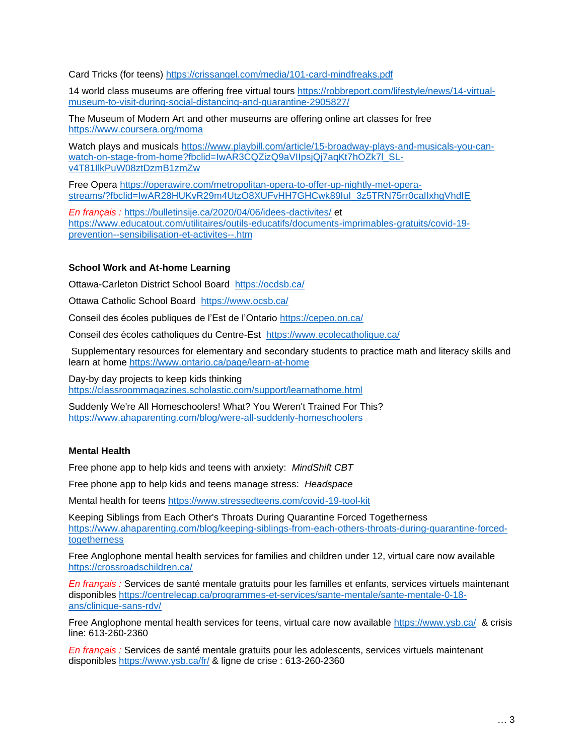Card Tricks (for teens) https://crissangel.com/media/101-card-mindfreaks.pdf

14 world class museums are offering free virtual tours https://robbreport.com/lifestyle/news/14-virtual-museum-to-visit-during-social-distancing-and-quarantine-2905827/

The Museum of Modern Art and other museums are offering online art classes for free https://www.coursera.org/moma

Watch plays and musicals https://www.playbill.com/article/15-broadway-plays-and-musicals-you-can-watch-on-stage-from-home?fbclid=IwAR3CQZizQ9aVIIpsjQj7aqKt7hOZk7l_SL-v4T81IlkPuW08ztDzmB1zmZw

Free Opera https://operawire.com/metropolitan-opera-to-offer-up-nightly-met-opera-streams/?fbclid=IwAR28HUKvR29m4UtzO8XUFvHH7GHCwk89IuI_3z5TRN75rr0calIxhgVhdIE

*En français :* https://bulletinsije.ca/2020/04/06/idees-dactivites/ et https://www.educatout.com/utilitaires/outils-educatifs/documents-imprimables-gratuits/covid-19-prevention--sensibilisation-et-activites--.htm

**School Work and At-home Learning**

Ottawa-Carleton District School Board https://ocdsb.ca/

Ottawa Catholic School Board https://www.ocsb.ca/

Conseil des écoles publiques de l'Est de l'Ontario https://cepeo.on.ca/

Conseil des écoles catholiques du Centre-Est https://www.ecolecatholique.ca/

Supplementary resources for elementary and secondary students to practice math and literacy skills and learn at home https://www.ontario.ca/page/learn-at-home

Day-by day projects to keep kids thinking https://classroommagazines.scholastic.com/support/learnathome.html

Suddenly We're All Homeschoolers! What? You Weren't Trained For This? https://www.ahaparenting.com/blog/were-all-suddenly-homeschoolers

**Mental Health**

Free phone app to help kids and teens with anxiety: *MindShift CBT*

Free phone app to help kids and teens manage stress: *Headspace*

Mental health for teens https://www.stressedteens.com/covid-19-tool-kit

Keeping Siblings from Each Other's Throats During Quarantine Forced Togetherness https://www.ahaparenting.com/blog/keeping-siblings-from-each-others-throats-during-quarantine-forced-togetherness

Free Anglophone mental health services for families and children under 12, virtual care now available https://crossroadschildren.ca/

*En français :* Services de santé mentale gratuits pour les familles et enfants, services virtuels maintenant disponibles https://centrelecap.ca/programmes-et-services/sante-mentale/sante-mentale-0-18-ans/clinique-sans-rdv/

Free Anglophone mental health services for teens, virtual care now available https://www.ysb.ca/ & crisis line: 613-260-2360

*En français :* Services de santé mentale gratuits pour les adolescents, services virtuels maintenant disponibles https://www.ysb.ca/fr/ & ligne de crise : 613-260-2360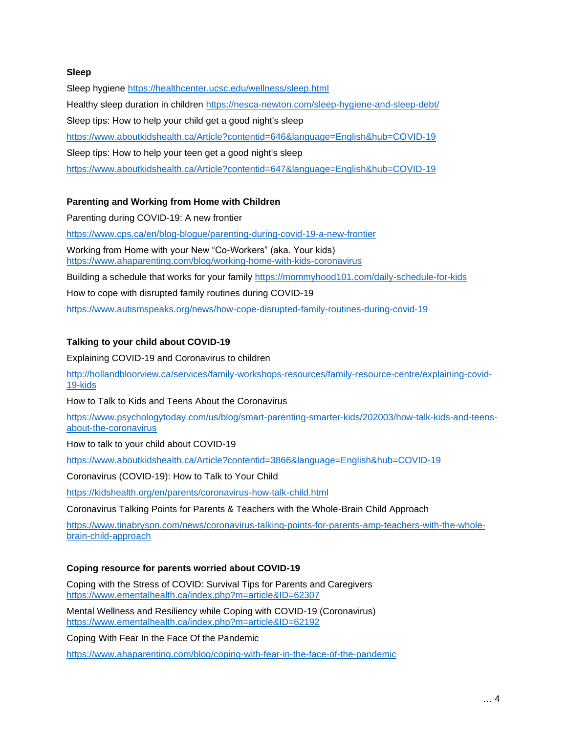**Sleep**

Sleep hygiene https://healthcenter.ucsc.edu/wellness/sleep.html

Healthy sleep duration in children https://nesca-newton.com/sleep-hygiene-and-sleep-debt/

Sleep tips: How to help your child get a good night's sleep

https://www.aboutkidshealth.ca/Article?contentid=646&language=English&hub=COVID-19

Sleep tips: How to help your teen get a good night's sleep

https://www.aboutkidshealth.ca/Article?contentid=647&language=English&hub=COVID-19

**Parenting and Working from Home with Children**

Parenting during COVID-19: A new frontier

https://www.cps.ca/en/blog-blogue/parenting-during-covid-19-a-new-frontier

Working from Home with your New "Co-Workers" (aka. Your kids)
https://www.ahaparenting.com/blog/working-home-with-kids-coronavirus

Building a schedule that works for your family https://mommyhood101.com/daily-schedule-for-kids

How to cope with disrupted family routines during COVID-19

https://www.autismspeaks.org/news/how-cope-disrupted-family-routines-during-covid-19

**Talking to your child about COVID-19**

Explaining COVID-19 and Coronavirus to children

http://hollandbloorview.ca/services/family-workshops-resources/family-resource-centre/explaining-covid-19-kids

How to Talk to Kids and Teens About the Coronavirus

https://www.psychologytoday.com/us/blog/smart-parenting-smarter-kids/202003/how-talk-kids-and-teens-about-the-coronavirus

How to talk to your child about COVID-19

https://www.aboutkidshealth.ca/Article?contentid=3866&language=English&hub=COVID-19

Coronavirus (COVID-19): How to Talk to Your Child

https://kidshealth.org/en/parents/coronavirus-how-talk-child.html

Coronavirus Talking Points for Parents & Teachers with the Whole-Brain Child Approach

https://www.tinabryson.com/news/coronavirus-talking-points-for-parents-amp-teachers-with-the-whole-brain-child-approach

**Coping resource for parents worried about COVID-19**

Coping with the Stress of COVID: Survival Tips for Parents and Caregivers
https://www.ementalhealth.ca/index.php?m=article&ID=62307

Mental Wellness and Resiliency while Coping with COVID-19 (Coronavirus)
https://www.ementalhealth.ca/index.php?m=article&ID=62192

Coping With Fear In the Face Of the Pandemic

https://www.ahaparenting.com/blog/coping-with-fear-in-the-face-of-the-pandemic

… 4